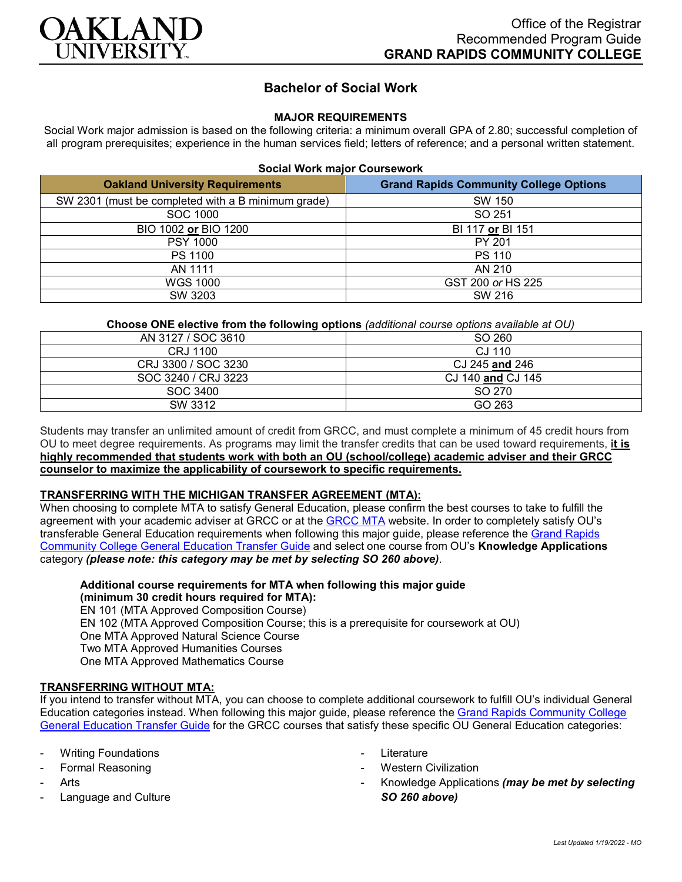Office of the Registrar
Recommended Program Guide
**GRAND RAPIDS COMMUNITY COLLEGE**

# Bachelor of Social Work

## MAJOR REQUIREMENTS

Social Work major admission is based on the following criteria: a minimum overall GPA of 2.80; successful completion of all program prerequisites; experience in the human services field; letters of reference; and a personal written statement.

**Social Work major Coursework**

| Oakland University Requirements | Grand Rapids Community College Options |
|---|---|
| SW 2301 (must be completed with a B minimum grade) | SW 150 |
| SOC 1000 | SO 251 |
| BIO 1002 **or** BIO 1200 | BI 117 **or** BI 151 |
| PSY 1000 | PY 201 |
| PS 1100 | PS 110 |
| AN 1111 | AN 210 |
| WGS 1000 | GST 200 *or* HS 225 |
| SW 3203 | SW 216 |

**Choose ONE elective from the following options** *(additional course options available at OU)*

| | |
|---|---|
| AN 3127 / SOC 3610 | SO 260 |
| CRJ 1100 | CJ 110 |
| CRJ 3300 / SOC 3230 | CJ 245 **and** 246 |
| SOC 3240 / CRJ 3223 | CJ 140 **and** CJ 145 |
| SOC 3400 | SO 270 |
| SW 3312 | GO 263 |

Students may transfer an unlimited amount of credit from GRCC, and must complete a minimum of 45 credit hours from OU to meet degree requirements. As programs may limit the transfer credits that can be used toward requirements, **it is highly recommended that students work with both an OU (school/college) academic adviser and their GRCC counselor to maximize the applicability of coursework to specific requirements.**

### TRANSFERRING WITH THE MICHIGAN TRANSFER AGREEMENT (MTA):

When choosing to complete MTA to satisfy General Education, please confirm the best courses to take to fulfill the agreement with your academic adviser at GRCC or at the GRCC MTA website. In order to completely satisfy OU's transferable General Education requirements when following this major guide, please reference the Grand Rapids Community College General Education Transfer Guide and select one course from OU's **Knowledge Applications** category ***(please note: this category may be met by selecting SO 260 above)***.

**Additional course requirements for MTA when following this major guide (minimum 30 credit hours required for MTA):**
EN 101 (MTA Approved Composition Course)
EN 102 (MTA Approved Composition Course; this is a prerequisite for coursework at OU)
One MTA Approved Natural Science Course
Two MTA Approved Humanities Courses
One MTA Approved Mathematics Course

### TRANSFERRING WITHOUT MTA:

If you intend to transfer without MTA, you can choose to complete additional coursework to fulfill OU's individual General Education categories instead. When following this major guide, please reference the Grand Rapids Community College General Education Transfer Guide for the GRCC courses that satisfy these specific OU General Education categories:

- Writing Foundations
- Formal Reasoning
- Arts
- Language and Culture
- Literature
- Western Civilization
- Knowledge Applications ***(may be met by selecting SO 260 above)***

*Last Updated 1/19/2022 - MO*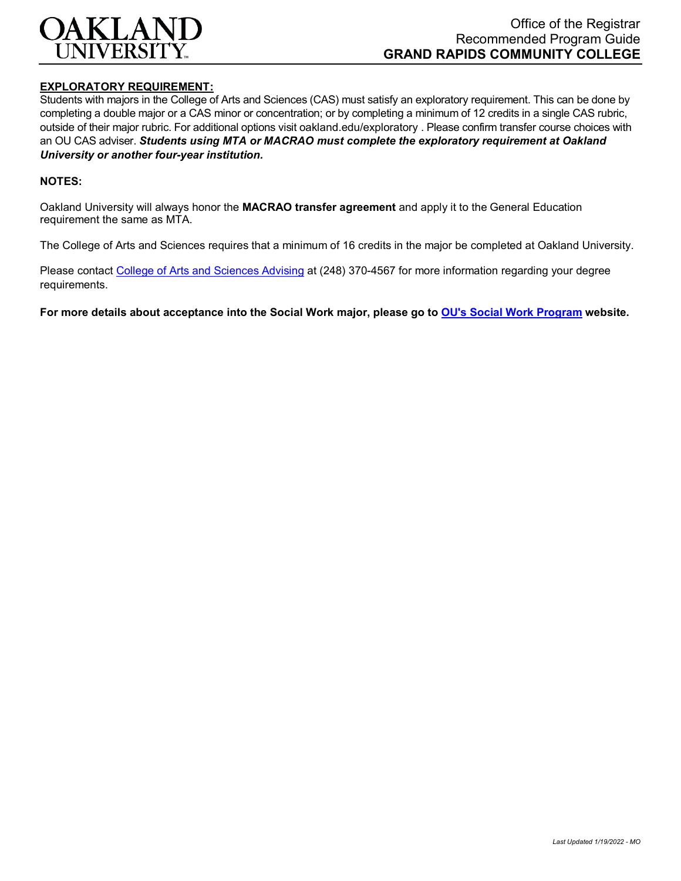**EXPLORATORY REQUIREMENT:**

Students with majors in the College of Arts and Sciences (CAS) must satisfy an exploratory requirement. This can be done by completing a double major or a CAS minor or concentration; or by completing a minimum of 12 credits in a single CAS rubric, outside of their major rubric. For additional options visit oakland.edu/exploratory . Please confirm transfer course choices with an OU CAS adviser. ***Students using MTA or MACRAO must complete the exploratory requirement at Oakland University or another four-year institution.***

**NOTES:**

Oakland University will always honor the **MACRAO transfer agreement** and apply it to the General Education requirement the same as MTA.

The College of Arts and Sciences requires that a minimum of 16 credits in the major be completed at Oakland University.

Please contact College of Arts and Sciences Advising at (248) 370-4567 for more information regarding your degree requirements.

**For more details about acceptance into the Social Work major, please go to OU's Social Work Program website.**

*Last Updated 1/19/2022 - MO*